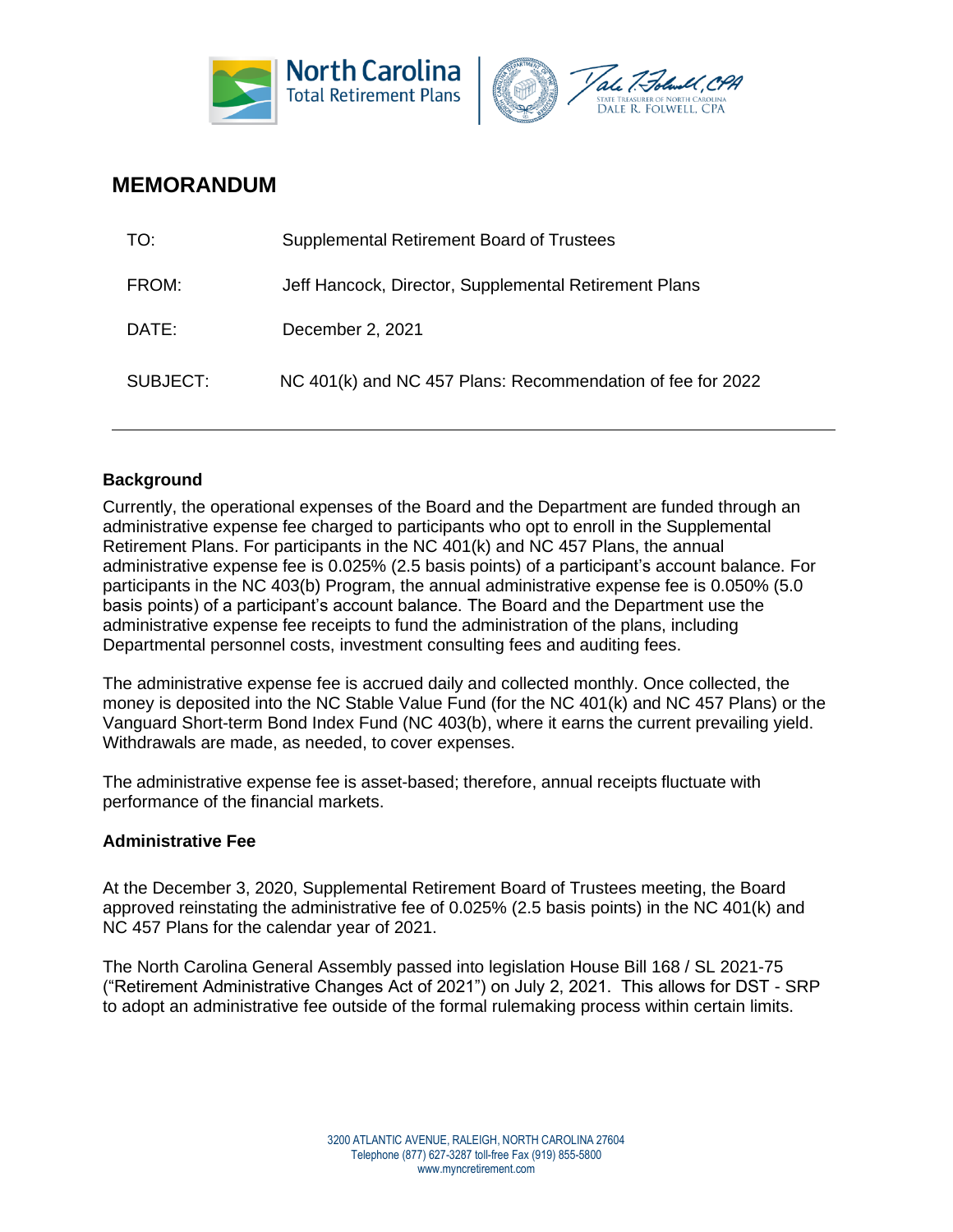# MEMORANDUM

| | |
|---|---|
| TO: | Supplemental Retirement Board of Trustees |
| FROM: | Jeff Hancock, Director, Supplemental Retirement Plans |
| DATE: | December 2, 2021 |
| SUBJECT: | NC 401(k) and NC 457 Plans: Recommendation of fee for 2022 |

---

**Background**

Currently, the operational expenses of the Board and the Department are funded through an administrative expense fee charged to participants who opt to enroll in the Supplemental Retirement Plans. For participants in the NC 401(k) and NC 457 Plans, the annual administrative expense fee is 0.025% (2.5 basis points) of a participant's account balance. For participants in the NC 403(b) Program, the annual administrative expense fee is 0.050% (5.0 basis points) of a participant's account balance. The Board and the Department use the administrative expense fee receipts to fund the administration of the plans, including Departmental personnel costs, investment consulting fees and auditing fees.

The administrative expense fee is accrued daily and collected monthly. Once collected, the money is deposited into the NC Stable Value Fund (for the NC 401(k) and NC 457 Plans) or the Vanguard Short-term Bond Index Fund (NC 403(b), where it earns the current prevailing yield. Withdrawals are made, as needed, to cover expenses.

The administrative expense fee is asset-based; therefore, annual receipts fluctuate with performance of the financial markets.

**Administrative Fee**

At the December 3, 2020, Supplemental Retirement Board of Trustees meeting, the Board approved reinstating the administrative fee of 0.025% (2.5 basis points) in the NC 401(k) and NC 457 Plans for the calendar year of 2021.

The North Carolina General Assembly passed into legislation House Bill 168 / SL 2021-75 ("Retirement Administrative Changes Act of 2021") on July 2, 2021. This allows for DST - SRP to adopt an administrative fee outside of the formal rulemaking process within certain limits.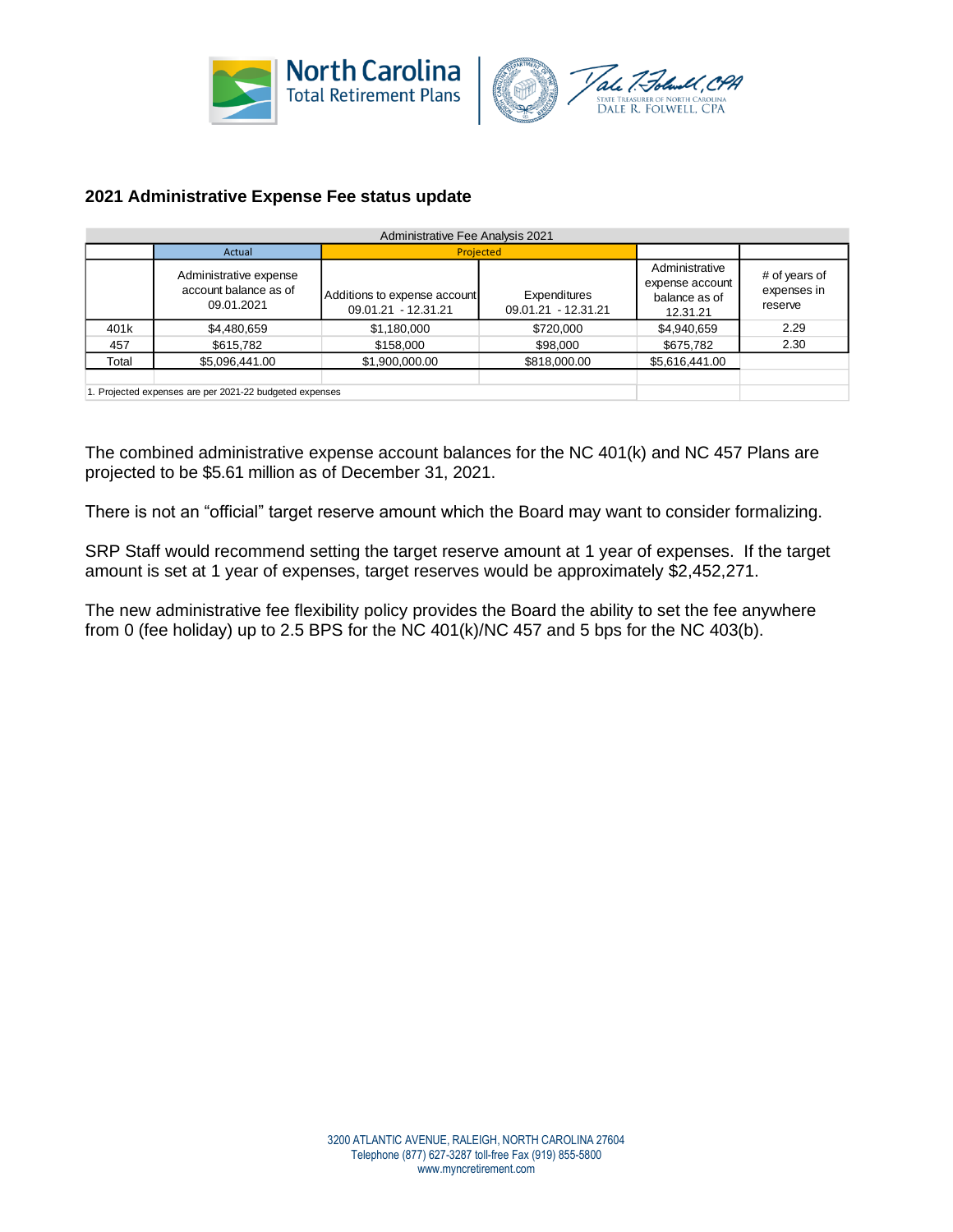## 2021 Administrative Expense Fee status update

| Administrative Fee Analysis 2021 | | | | | |
|---|---|---|---|---|---|
| | Actual | Projected | | | |
| | Administrative expense account balance as of 09.01.2021 | Additions to expense account 09.01.21 - 12.31.21 | Expenditures 09.01.21 - 12.31.21 | Administrative expense account balance as of 12.31.21 | # of years of expenses in reserve |
| 401k | $4,480,659 | $1,180,000 | $720,000 | $4,940,659 | 2.29 |
| 457 | $615,782 | $158,000 | $98,000 | $675,782 | 2.30 |
| Total | $5,096,441.00 | $1,900,000.00 | $818,000.00 | $5,616,441.00 | |

1. Projected expenses are per 2021-22 budgeted expenses

The combined administrative expense account balances for the NC 401(k) and NC 457 Plans are projected to be $5.61 million as of December 31, 2021.

There is not an "official" target reserve amount which the Board may want to consider formalizing.

SRP Staff would recommend setting the target reserve amount at 1 year of expenses. If the target amount is set at 1 year of expenses, target reserves would be approximately $2,452,271.

The new administrative fee flexibility policy provides the Board the ability to set the fee anywhere from 0 (fee holiday) up to 2.5 BPS for the NC 401(k)/NC 457 and 5 bps for the NC 403(b).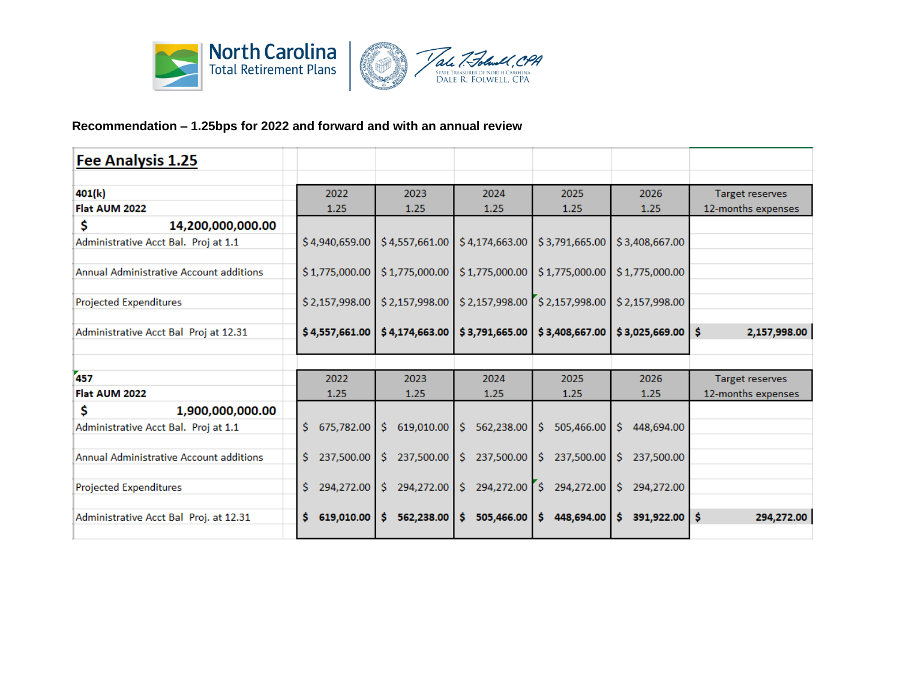North Carolina Total Retirement Plans | Dale R. Folwell, CPA — State Treasurer of North Carolina

**Recommendation – 1.25bps for 2022 and forward and with an annual review**

## Fee Analysis 1.25

| 401(k) | 2022 | 2023 | 2024 | 2025 | 2026 | Target reserves |
|---|---|---|---|---|---|---|
| Flat AUM 2022 | 1.25 | 1.25 | 1.25 | 1.25 | 1.25 | 12-months expenses |
| $ 14,200,000,000.00 | | | | | | |
| Administrative Acct Bal. Proj at 1.1 | $ 4,940,659.00 | $ 4,557,661.00 | $ 4,174,663.00 | $ 3,791,665.00 | $ 3,408,667.00 | |
| Annual Administrative Account additions | $ 1,775,000.00 | $ 1,775,000.00 | $ 1,775,000.00 | $ 1,775,000.00 | $ 1,775,000.00 | |
| Projected Expenditures | $ 2,157,998.00 | $ 2,157,998.00 | $ 2,157,998.00 | $ 2,157,998.00 | $ 2,157,998.00 | |
| Administrative Acct Bal Proj at 12.31 | **$ 4,557,661.00** | **$ 4,174,663.00** | **$ 3,791,665.00** | **$ 3,408,667.00** | **$ 3,025,669.00** | **$ 2,157,998.00** |

| 457 | 2022 | 2023 | 2024 | 2025 | 2026 | Target reserves |
|---|---|---|---|---|---|---|
| Flat AUM 2022 | 1.25 | 1.25 | 1.25 | 1.25 | 1.25 | 12-months expenses |
| $ 1,900,000,000.00 | | | | | | |
| Administrative Acct Bal. Proj at 1.1 | $ 675,782.00 | $ 619,010.00 | $ 562,238.00 | $ 505,466.00 | $ 448,694.00 | |
| Annual Administrative Account additions | $ 237,500.00 | $ 237,500.00 | $ 237,500.00 | $ 237,500.00 | $ 237,500.00 | |
| Projected Expenditures | $ 294,272.00 | $ 294,272.00 | $ 294,272.00 | $ 294,272.00 | $ 294,272.00 | |
| Administrative Acct Bal Proj. at 12.31 | **$ 619,010.00** | **$ 562,238.00** | **$ 505,466.00** | **$ 448,694.00** | **$ 391,922.00** | **$ 294,272.00** |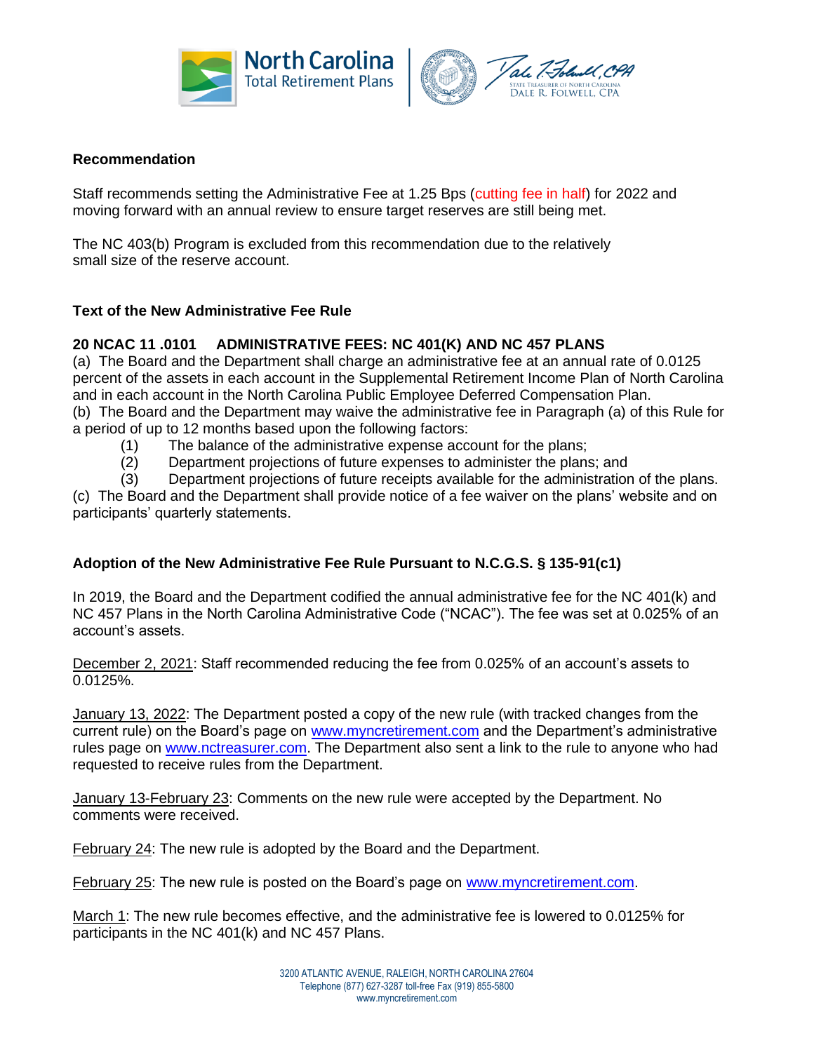**Recommendation**

Staff recommends setting the Administrative Fee at 1.25 Bps (cutting fee in half) for 2022 and moving forward with an annual review to ensure target reserves are still being met.

The NC 403(b) Program is excluded from this recommendation due to the relatively small size of the reserve account.

**Text of the New Administrative Fee Rule**

**20 NCAC 11 .0101 ADMINISTRATIVE FEES: NC 401(K) AND NC 457 PLANS**

(a) The Board and the Department shall charge an administrative fee at an annual rate of 0.0125 percent of the assets in each account in the Supplemental Retirement Income Plan of North Carolina and in each account in the North Carolina Public Employee Deferred Compensation Plan.

(b) The Board and the Department may waive the administrative fee in Paragraph (a) of this Rule for a period of up to 12 months based upon the following factors:

(1) The balance of the administrative expense account for the plans;

(2) Department projections of future expenses to administer the plans; and

(3) Department projections of future receipts available for the administration of the plans.

(c) The Board and the Department shall provide notice of a fee waiver on the plans' website and on participants' quarterly statements.

**Adoption of the New Administrative Fee Rule Pursuant to N.C.G.S. § 135-91(c1)**

In 2019, the Board and the Department codified the annual administrative fee for the NC 401(k) and NC 457 Plans in the North Carolina Administrative Code ("NCAC"). The fee was set at 0.025% of an account's assets.

December 2, 2021: Staff recommended reducing the fee from 0.025% of an account's assets to 0.0125%.

January 13, 2022: The Department posted a copy of the new rule (with tracked changes from the current rule) on the Board's page on www.myncretirement.com and the Department's administrative rules page on www.nctreasurer.com. The Department also sent a link to the rule to anyone who had requested to receive rules from the Department.

January 13-February 23: Comments on the new rule were accepted by the Department. No comments were received.

February 24: The new rule is adopted by the Board and the Department.

February 25: The new rule is posted on the Board's page on www.myncretirement.com.

March 1: The new rule becomes effective, and the administrative fee is lowered to 0.0125% for participants in the NC 401(k) and NC 457 Plans.